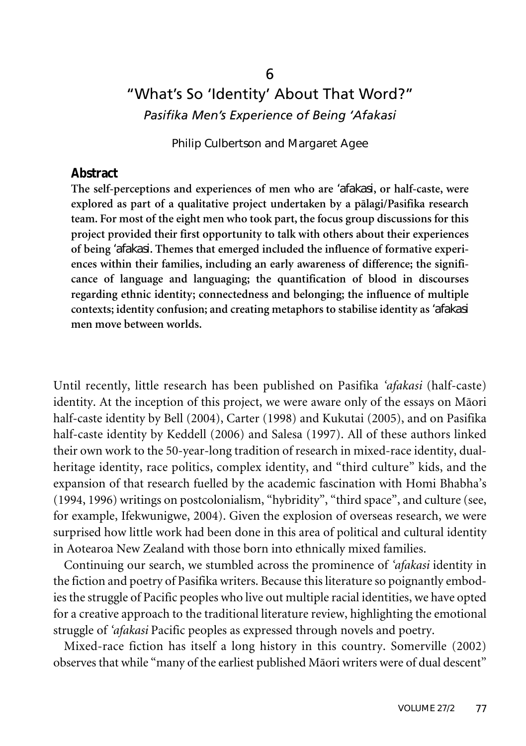6

# "What's So 'Identity' About That Word?"

## *Pasifika Men's Experience of Being 'Afakasi*

Philip Culbertson and Margaret Agee

### Abstract

**The self-perceptions and experiences of men who are *'afakasi*, or half-caste, were explored as part of a qualitative project undertaken by a pālagi/Pasifika research team. For most of the eight men who took part, the focus group discussions for this project provided their first opportunity to talk with others about their experiences of being *'afakasi*. Themes that emerged included the influence of formative experiences within their families, including an early awareness of difference; the significance of language and languaging; the quantification of blood in discourses regarding ethnic identity; connectedness and belonging; the influence of multiple contexts; identity confusion; and creating metaphors to stabilise identity as *'afakasi* men move between worlds.**

Until recently, little research has been published on Pasifika *'afakasi* (half-caste) identity. At the inception of this project, we were aware only of the essays on Māori half-caste identity by Bell (2004), Carter (1998) and Kukutai (2005), and on Pasifika half-caste identity by Keddell (2006) and Salesa (1997). All of these authors linked their own work to the 50-year-long tradition of research in mixed-race identity, dual-heritage identity, race politics, complex identity, and "third culture" kids, and the expansion of that research fuelled by the academic fascination with Homi Bhabha's (1994, 1996) writings on postcolonialism, "hybridity", "third space", and culture (see, for example, Ifekwunigwe, 2004). Given the explosion of overseas research, we were surprised how little work had been done in this area of political and cultural identity in Aotearoa New Zealand with those born into ethnically mixed families.

Continuing our search, we stumbled across the prominence of *'afakasi* identity in the fiction and poetry of Pasifika writers. Because this literature so poignantly embodies the struggle of Pacific peoples who live out multiple racial identities, we have opted for a creative approach to the traditional literature review, highlighting the emotional struggle of *'afakasi* Pacific peoples as expressed through novels and poetry.

Mixed-race fiction has itself a long history in this country. Somerville (2002) observes that while "many of the earliest published Māori writers were of dual descent"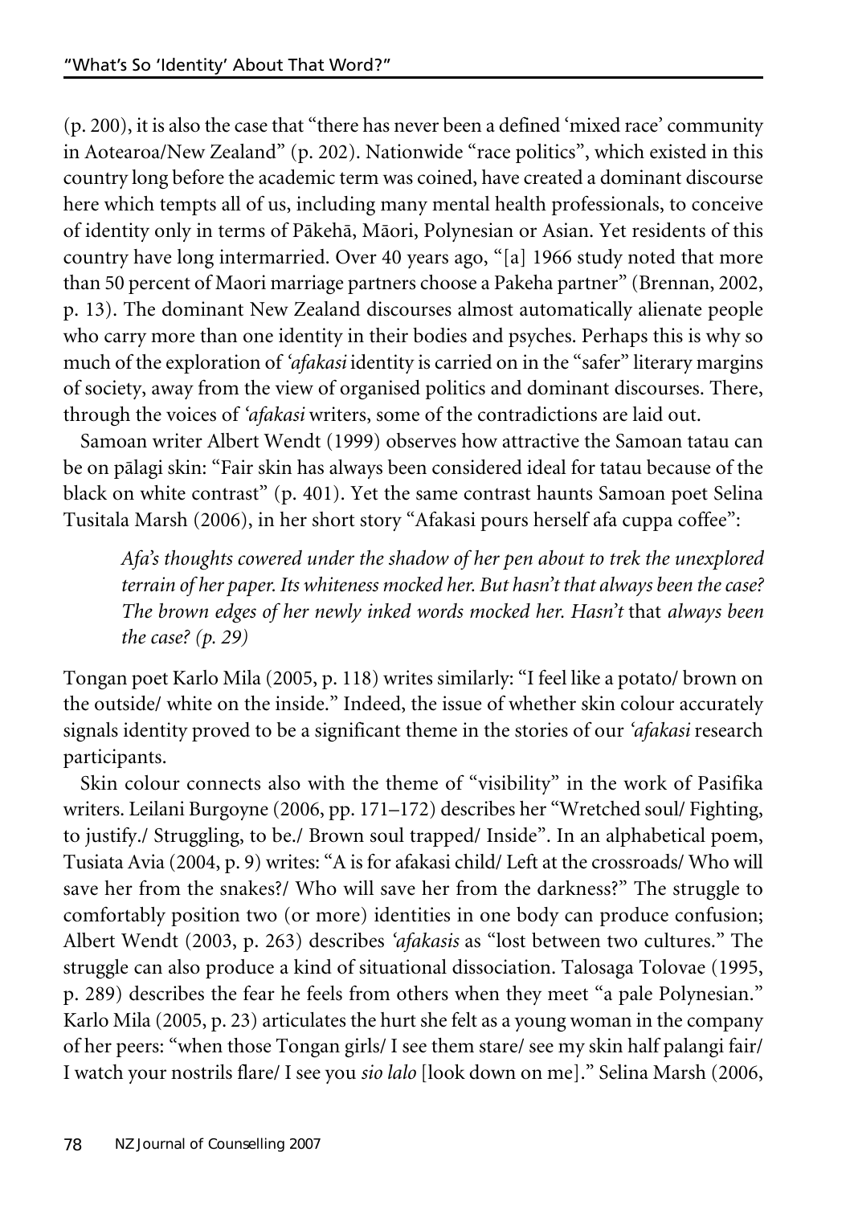(p. 200), it is also the case that "there has never been a defined 'mixed race' community in Aotearoa/New Zealand" (p. 202). Nationwide "race politics", which existed in this country long before the academic term was coined, have created a dominant discourse here which tempts all of us, including many mental health professionals, to conceive of identity only in terms of Pākehā, Māori, Polynesian or Asian. Yet residents of this country have long intermarried. Over 40 years ago, "[a] 1966 study noted that more than 50 percent of Maori marriage partners choose a Pakeha partner" (Brennan, 2002, p. 13). The dominant New Zealand discourses almost automatically alienate people who carry more than one identity in their bodies and psyches. Perhaps this is why so much of the exploration of *'afakasi* identity is carried on in the "safer" literary margins of society, away from the view of organised politics and dominant discourses. There, through the voices of *'afakasi* writers, some of the contradictions are laid out.

Samoan writer Albert Wendt (1999) observes how attractive the Samoan tatau can be on pālagi skin: "Fair skin has always been considered ideal for tatau because of the black on white contrast" (p. 401). Yet the same contrast haunts Samoan poet Selina Tusitala Marsh (2006), in her short story "Afakasi pours herself afa cuppa coffee":

> *Afa's thoughts cowered under the shadow of her pen about to trek the unexplored terrain of her paper. Its whiteness mocked her. But hasn't that always been the case? The brown edges of her newly inked words mocked her. Hasn't* that *always been the case? (p. 29)*

Tongan poet Karlo Mila (2005, p. 118) writes similarly: "I feel like a potato/ brown on the outside/ white on the inside." Indeed, the issue of whether skin colour accurately signals identity proved to be a significant theme in the stories of our *'afakasi* research participants.

Skin colour connects also with the theme of "visibility" in the work of Pasifika writers. Leilani Burgoyne (2006, pp. 171–172) describes her "Wretched soul/ Fighting, to justify./ Struggling, to be./ Brown soul trapped/ Inside". In an alphabetical poem, Tusiata Avia (2004, p. 9) writes: "A is for afakasi child/ Left at the crossroads/ Who will save her from the snakes?/ Who will save her from the darkness?" The struggle to comfortably position two (or more) identities in one body can produce confusion; Albert Wendt (2003, p. 263) describes *'afakasis* as "lost between two cultures." The struggle can also produce a kind of situational dissociation. Talosaga Tolovae (1995, p. 289) describes the fear he feels from others when they meet "a pale Polynesian." Karlo Mila (2005, p. 23) articulates the hurt she felt as a young woman in the company of her peers: "when those Tongan girls/ I see them stare/ see my skin half palangi fair/ I watch your nostrils flare/ I see you *sio lalo* [look down on me]." Selina Marsh (2006,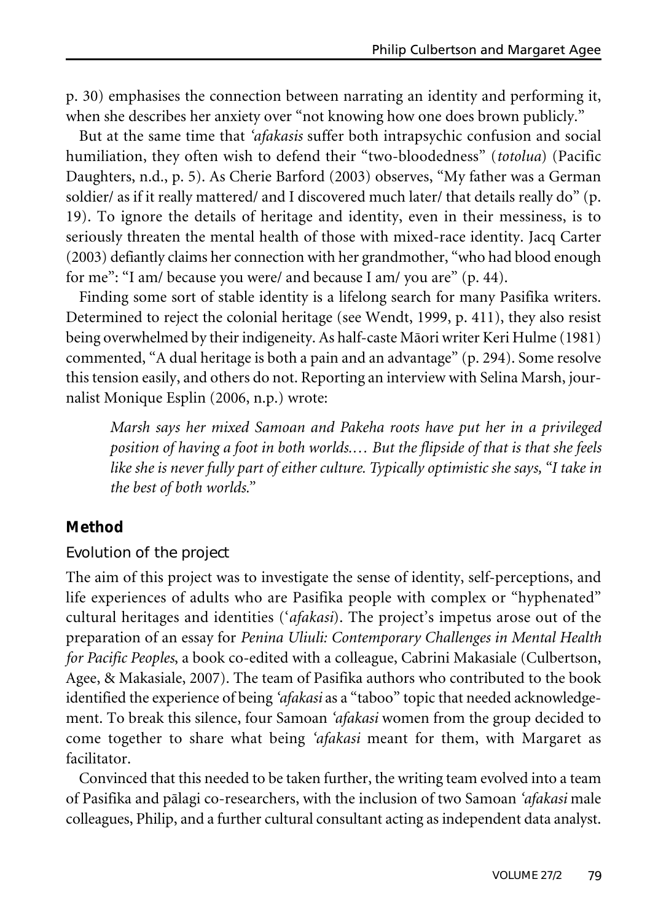p. 30) emphasises the connection between narrating an identity and performing it, when she describes her anxiety over "not knowing how one does brown publicly."

But at the same time that *'afakasis* suffer both intrapsychic confusion and social humiliation, they often wish to defend their "two-bloodedness" (*totolua*) (Pacific Daughters, n.d., p. 5). As Cherie Barford (2003) observes, "My father was a German soldier/ as if it really mattered/ and I discovered much later/ that details really do" (p. 19). To ignore the details of heritage and identity, even in their messiness, is to seriously threaten the mental health of those with mixed-race identity. Jacq Carter (2003) defiantly claims her connection with her grandmother, "who had blood enough for me": "I am/ because you were/ and because I am/ you are" (p. 44).

Finding some sort of stable identity is a lifelong search for many Pasifika writers. Determined to reject the colonial heritage (see Wendt, 1999, p. 411), they also resist being overwhelmed by their indigeneity. As half-caste Māori writer Keri Hulme (1981) commented, "A dual heritage is both a pain and an advantage" (p. 294). Some resolve this tension easily, and others do not. Reporting an interview with Selina Marsh, journalist Monique Esplin (2006, n.p.) wrote:

> *Marsh says her mixed Samoan and Pakeha roots have put her in a privileged position of having a foot in both worlds.… But the flipside of that is that she feels like she is never fully part of either culture. Typically optimistic she says, "I take in the best of both worlds."*

## Method

### Evolution of the project

The aim of this project was to investigate the sense of identity, self-perceptions, and life experiences of adults who are Pasifika people with complex or "hyphenated" cultural heritages and identities (*'afakasi*). The project's impetus arose out of the preparation of an essay for *Penina Uliuli: Contemporary Challenges in Mental Health for Pacific Peoples*, a book co-edited with a colleague, Cabrini Makasiale (Culbertson, Agee, & Makasiale, 2007). The team of Pasifika authors who contributed to the book identified the experience of being *'afakasi* as a "taboo" topic that needed acknowledgement. To break this silence, four Samoan *'afakasi* women from the group decided to come together to share what being *'afakasi* meant for them, with Margaret as facilitator.

Convinced that this needed to be taken further, the writing team evolved into a team of Pasifika and pālagi co-researchers, with the inclusion of two Samoan *'afakasi* male colleagues, Philip, and a further cultural consultant acting as independent data analyst.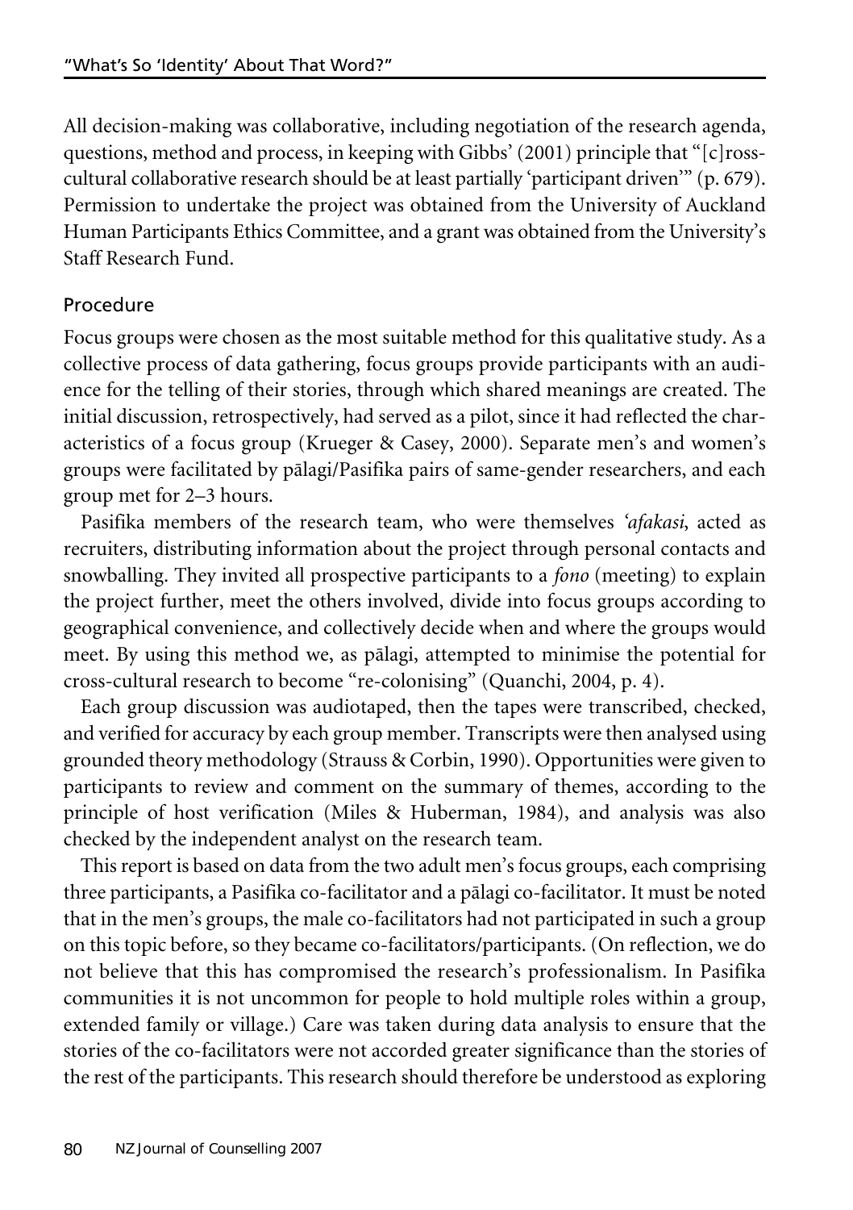All decision-making was collaborative, including negotiation of the research agenda, questions, method and process, in keeping with Gibbs' (2001) principle that "[c]ross-cultural collaborative research should be at least partially 'participant driven'" (p. 679). Permission to undertake the project was obtained from the University of Auckland Human Participants Ethics Committee, and a grant was obtained from the University's Staff Research Fund.

## Procedure

Focus groups were chosen as the most suitable method for this qualitative study. As a collective process of data gathering, focus groups provide participants with an audience for the telling of their stories, through which shared meanings are created. The initial discussion, retrospectively, had served as a pilot, since it had reflected the characteristics of a focus group (Krueger & Casey, 2000). Separate men's and women's groups were facilitated by pālagi/Pasifika pairs of same-gender researchers, and each group met for 2–3 hours.

Pasifika members of the research team, who were themselves *'afakasi*, acted as recruiters, distributing information about the project through personal contacts and snowballing. They invited all prospective participants to a *fono* (meeting) to explain the project further, meet the others involved, divide into focus groups according to geographical convenience, and collectively decide when and where the groups would meet. By using this method we, as pālagi, attempted to minimise the potential for cross-cultural research to become "re-colonising" (Quanchi, 2004, p. 4).

Each group discussion was audiotaped, then the tapes were transcribed, checked, and verified for accuracy by each group member. Transcripts were then analysed using grounded theory methodology (Strauss & Corbin, 1990). Opportunities were given to participants to review and comment on the summary of themes, according to the principle of host verification (Miles & Huberman, 1984), and analysis was also checked by the independent analyst on the research team.

This report is based on data from the two adult men's focus groups, each comprising three participants, a Pasifika co-facilitator and a pālagi co-facilitator. It must be noted that in the men's groups, the male co-facilitators had not participated in such a group on this topic before, so they became co-facilitators/participants. (On reflection, we do not believe that this has compromised the research's professionalism. In Pasifika communities it is not uncommon for people to hold multiple roles within a group, extended family or village.) Care was taken during data analysis to ensure that the stories of the co-facilitators were not accorded greater significance than the stories of the rest of the participants. This research should therefore be understood as exploring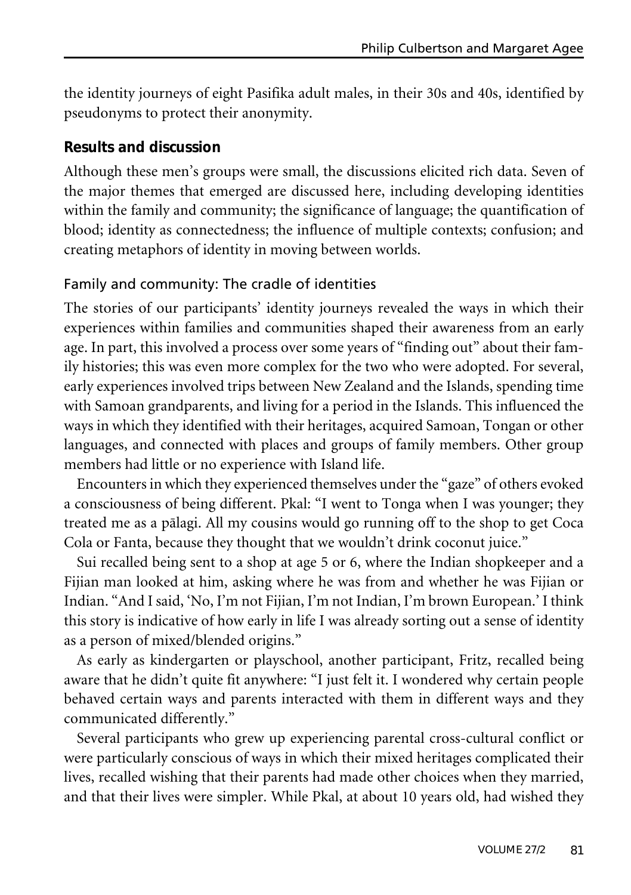the identity journeys of eight Pasifika adult males, in their 30s and 40s, identified by pseudonyms to protect their anonymity.

## Results and discussion

Although these men's groups were small, the discussions elicited rich data. Seven of the major themes that emerged are discussed here, including developing identities within the family and community; the significance of language; the quantification of blood; identity as connectedness; the influence of multiple contexts; confusion; and creating metaphors of identity in moving between worlds.

### Family and community: The cradle of identities

The stories of our participants' identity journeys revealed the ways in which their experiences within families and communities shaped their awareness from an early age. In part, this involved a process over some years of "finding out" about their family histories; this was even more complex for the two who were adopted. For several, early experiences involved trips between New Zealand and the Islands, spending time with Samoan grandparents, and living for a period in the Islands. This influenced the ways in which they identified with their heritages, acquired Samoan, Tongan or other languages, and connected with places and groups of family members. Other group members had little or no experience with Island life.

Encounters in which they experienced themselves under the "gaze" of others evoked a consciousness of being different. Pkal: "I went to Tonga when I was younger; they treated me as a pālagi. All my cousins would go running off to the shop to get Coca Cola or Fanta, because they thought that we wouldn't drink coconut juice."

Sui recalled being sent to a shop at age 5 or 6, where the Indian shopkeeper and a Fijian man looked at him, asking where he was from and whether he was Fijian or Indian. "And I said, 'No, I'm not Fijian, I'm not Indian, I'm brown European.' I think this story is indicative of how early in life I was already sorting out a sense of identity as a person of mixed/blended origins."

As early as kindergarten or playschool, another participant, Fritz, recalled being aware that he didn't quite fit anywhere: "I just felt it. I wondered why certain people behaved certain ways and parents interacted with them in different ways and they communicated differently."

Several participants who grew up experiencing parental cross-cultural conflict or were particularly conscious of ways in which their mixed heritages complicated their lives, recalled wishing that their parents had made other choices when they married, and that their lives were simpler. While Pkal, at about 10 years old, had wished they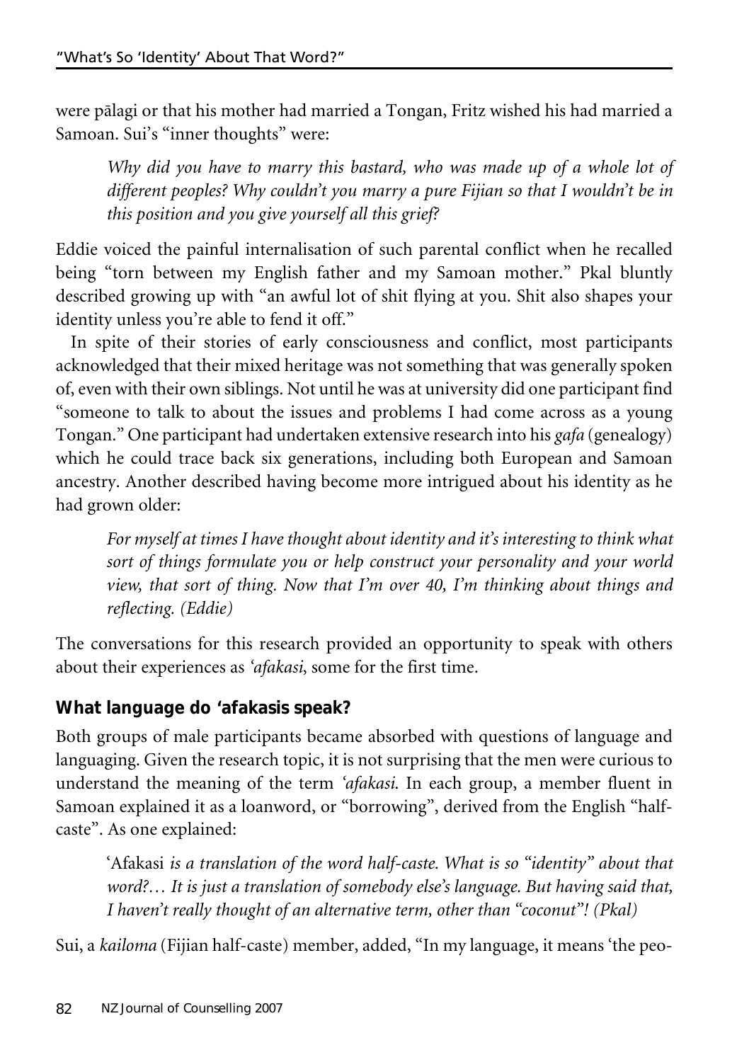were pālagi or that his mother had married a Tongan, Fritz wished his had married a Samoan. Sui's "inner thoughts" were:

> *Why did you have to marry this bastard, who was made up of a whole lot of different peoples? Why couldn't you marry a pure Fijian so that I wouldn't be in this position and you give yourself all this grief?*

Eddie voiced the painful internalisation of such parental conflict when he recalled being "torn between my English father and my Samoan mother." Pkal bluntly described growing up with "an awful lot of shit flying at you. Shit also shapes your identity unless you're able to fend it off."

In spite of their stories of early consciousness and conflict, most participants acknowledged that their mixed heritage was not something that was generally spoken of, even with their own siblings. Not until he was at university did one participant find "someone to talk to about the issues and problems I had come across as a young Tongan." One participant had undertaken extensive research into his *gafa* (genealogy) which he could trace back six generations, including both European and Samoan ancestry. Another described having become more intrigued about his identity as he had grown older:

> *For myself at times I have thought about identity and it's interesting to think what sort of things formulate you or help construct your personality and your world view, that sort of thing. Now that I'm over 40, I'm thinking about things and reflecting. (Eddie)*

The conversations for this research provided an opportunity to speak with others about their experiences as *'afakasi*, some for the first time.

### What language do 'afakasis speak?

Both groups of male participants became absorbed with questions of language and languaging. Given the research topic, it is not surprising that the men were curious to understand the meaning of the term *'afakasi*. In each group, a member fluent in Samoan explained it as a loanword, or "borrowing", derived from the English "half-caste". As one explained:

> 'Afakasi *is a translation of the word half-caste. What is so "identity" about that word?… It is just a translation of somebody else's language. But having said that, I haven't really thought of an alternative term, other than "coconut"! (Pkal)*

Sui, a *kailoma* (Fijian half-caste) member, added, "In my language, it means 'the peo-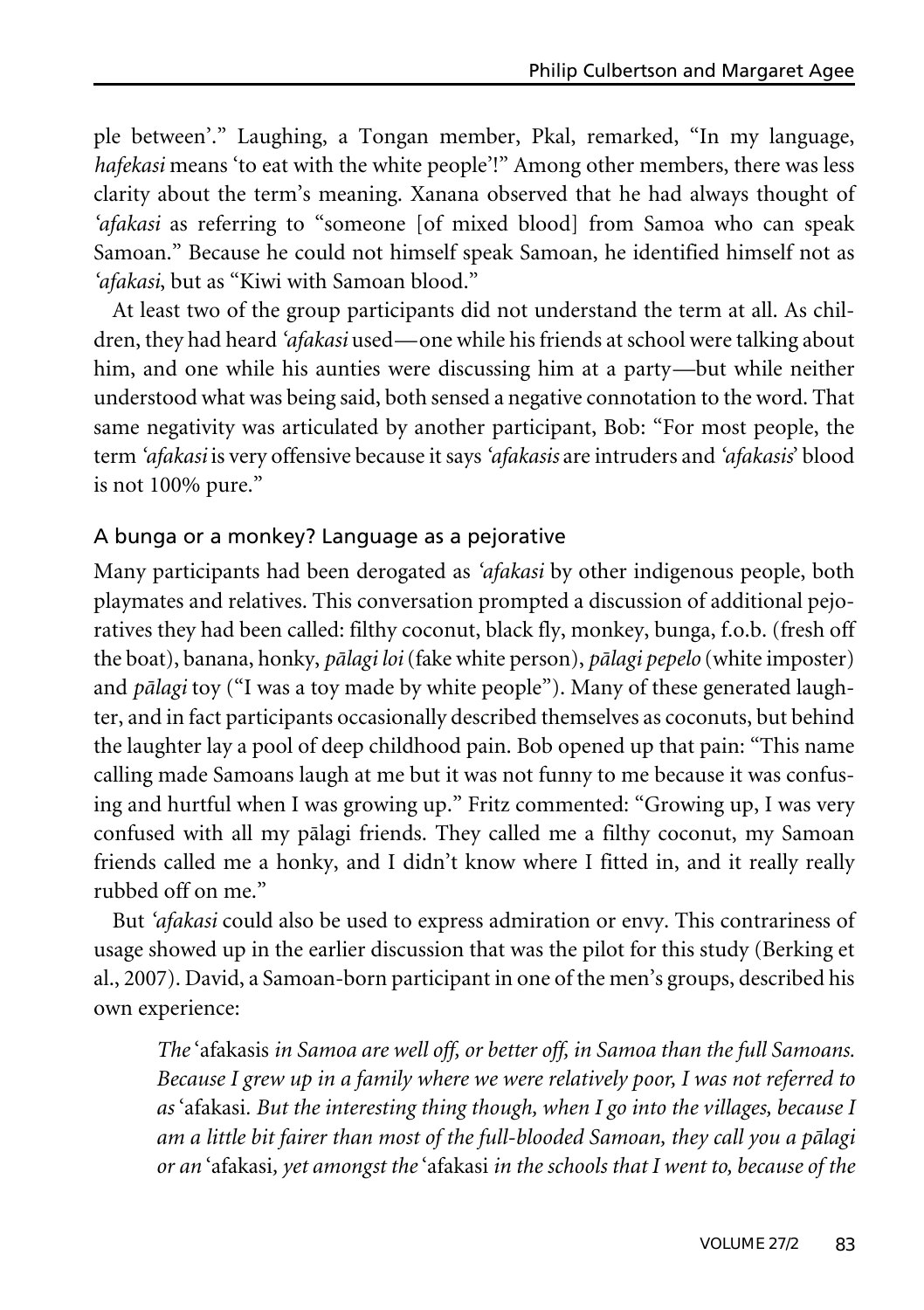ple between'." Laughing, a Tongan member, Pkal, remarked, "In my language, *hafekasi* means 'to eat with the white people'!" Among other members, there was less clarity about the term's meaning. Xanana observed that he had always thought of *'afakasi* as referring to "someone [of mixed blood] from Samoa who can speak Samoan." Because he could not himself speak Samoan, he identified himself not as *'afakasi*, but as "Kiwi with Samoan blood."

At least two of the group participants did not understand the term at all. As children, they had heard *'afakasi* used—one while his friends at school were talking about him, and one while his aunties were discussing him at a party—but while neither understood what was being said, both sensed a negative connotation to the word. That same negativity was articulated by another participant, Bob: "For most people, the term *'afakasi* is very offensive because it says *'afakasis* are intruders and *'afakasis'* blood is not 100% pure."

### A bunga or a monkey? Language as a pejorative

Many participants had been derogated as *'afakasi* by other indigenous people, both playmates and relatives. This conversation prompted a discussion of additional pejoratives they had been called: filthy coconut, black fly, monkey, bunga, f.o.b. (fresh off the boat), banana, honky, *pālagi loi* (fake white person), *pālagi pepelo* (white imposter) and *pālagi* toy ("I was a toy made by white people"). Many of these generated laughter, and in fact participants occasionally described themselves as coconuts, but behind the laughter lay a pool of deep childhood pain. Bob opened up that pain: "This name calling made Samoans laugh at me but it was not funny to me because it was confusing and hurtful when I was growing up." Fritz commented: "Growing up, I was very confused with all my pālagi friends. They called me a filthy coconut, my Samoan friends called me a honky, and I didn't know where I fitted in, and it really really rubbed off on me."

But *'afakasi* could also be used to express admiration or envy. This contrariness of usage showed up in the earlier discussion that was the pilot for this study (Berking et al., 2007). David, a Samoan-born participant in one of the men's groups, described his own experience:

> *The* 'afakasis *in Samoa are well off, or better off, in Samoa than the full Samoans. Because I grew up in a family where we were relatively poor, I was not referred to as* 'afakasi*. But the interesting thing though, when I go into the villages, because I am a little bit fairer than most of the full-blooded Samoan, they call you a pālagi or an* 'afakasi*, yet amongst the* 'afakasi *in the schools that I went to, because of the*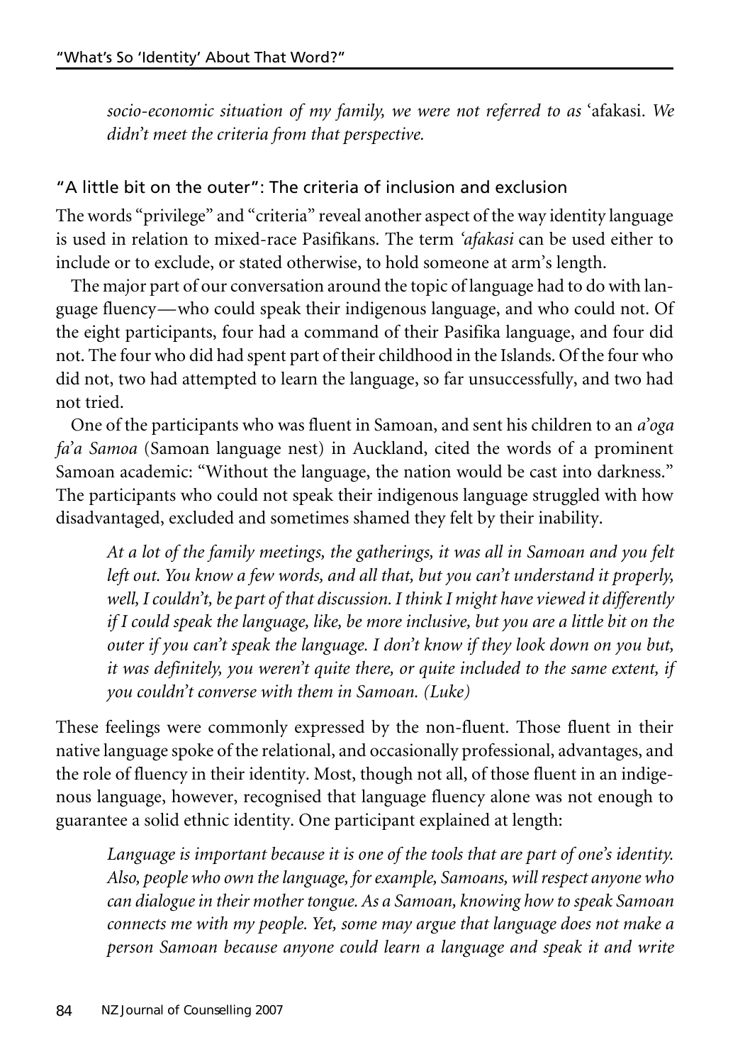*socio-economic situation of my family, we were not referred to as* 'afakasi. *We didn't meet the criteria from that perspective.*

## "A little bit on the outer": The criteria of inclusion and exclusion

The words "privilege" and "criteria" reveal another aspect of the way identity language is used in relation to mixed-race Pasifikans. The term *'afakasi* can be used either to include or to exclude, or stated otherwise, to hold someone at arm's length.

The major part of our conversation around the topic of language had to do with language fluency—who could speak their indigenous language, and who could not. Of the eight participants, four had a command of their Pasifika language, and four did not. The four who did had spent part of their childhood in the Islands. Of the four who did not, two had attempted to learn the language, so far unsuccessfully, and two had not tried.

One of the participants who was fluent in Samoan, and sent his children to an *a'oga fa'a Samoa* (Samoan language nest) in Auckland, cited the words of a prominent Samoan academic: "Without the language, the nation would be cast into darkness." The participants who could not speak their indigenous language struggled with how disadvantaged, excluded and sometimes shamed they felt by their inability.

> *At a lot of the family meetings, the gatherings, it was all in Samoan and you felt left out. You know a few words, and all that, but you can't understand it properly, well, I couldn't, be part of that discussion. I think I might have viewed it differently if I could speak the language, like, be more inclusive, but you are a little bit on the outer if you can't speak the language. I don't know if they look down on you but, it was definitely, you weren't quite there, or quite included to the same extent, if you couldn't converse with them in Samoan. (Luke)*

These feelings were commonly expressed by the non-fluent. Those fluent in their native language spoke of the relational, and occasionally professional, advantages, and the role of fluency in their identity. Most, though not all, of those fluent in an indigenous language, however, recognised that language fluency alone was not enough to guarantee a solid ethnic identity. One participant explained at length:

> *Language is important because it is one of the tools that are part of one's identity. Also, people who own the language, for example, Samoans, will respect anyone who can dialogue in their mother tongue. As a Samoan, knowing how to speak Samoan connects me with my people. Yet, some may argue that language does not make a person Samoan because anyone could learn a language and speak it and write*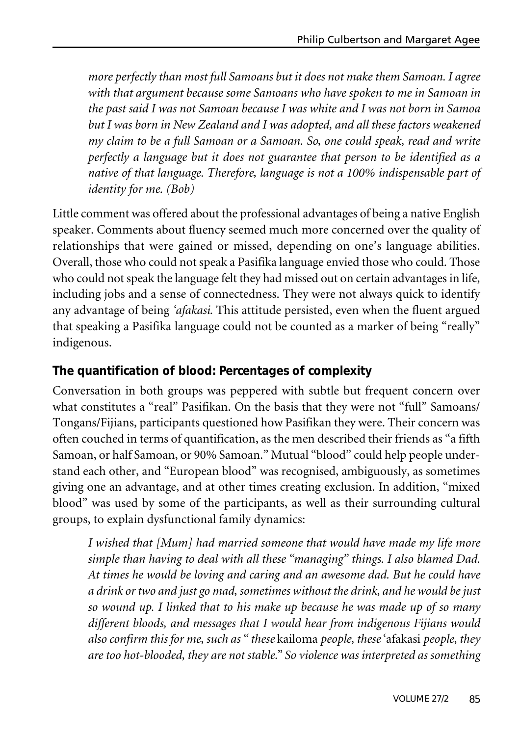*more perfectly than most full Samoans but it does not make them Samoan. I agree with that argument because some Samoans who have spoken to me in Samoan in the past said I was not Samoan because I was white and I was not born in Samoa but I was born in New Zealand and I was adopted, and all these factors weakened my claim to be a full Samoan or a Samoan. So, one could speak, read and write perfectly a language but it does not guarantee that person to be identified as a native of that language. Therefore, language is not a 100% indispensable part of identity for me. (Bob)*

Little comment was offered about the professional advantages of being a native English speaker. Comments about fluency seemed much more concerned over the quality of relationships that were gained or missed, depending on one's language abilities. Overall, those who could not speak a Pasifika language envied those who could. Those who could not speak the language felt they had missed out on certain advantages in life, including jobs and a sense of connectedness. They were not always quick to identify any advantage of being *'afakasi*. This attitude persisted, even when the fluent argued that speaking a Pasifika language could not be counted as a marker of being "really" indigenous.

### The quantification of blood: Percentages of complexity

Conversation in both groups was peppered with subtle but frequent concern over what constitutes a "real" Pasifikan. On the basis that they were not "full" Samoans/Tongans/Fijians, participants questioned how Pasifikan they were. Their concern was often couched in terms of quantification, as the men described their friends as "a fifth Samoan, or half Samoan, or 90% Samoan." Mutual "blood" could help people understand each other, and "European blood" was recognised, ambiguously, as sometimes giving one an advantage, and at other times creating exclusion. In addition, "mixed blood" was used by some of the participants, as well as their surrounding cultural groups, to explain dysfunctional family dynamics:

*I wished that [Mum] had married someone that would have made my life more simple than having to deal with all these "managing" things. I also blamed Dad. At times he would be loving and caring and an awesome dad. But he could have a drink or two and just go mad, sometimes without the drink, and he would be just so wound up. I linked that to his make up because he was made up of so many different bloods, and messages that I would hear from indigenous Fijians would also confirm this for me, such as " these* kailoma *people, these* 'afakasi *people, they are too hot-blooded, they are not stable." So violence was interpreted as something*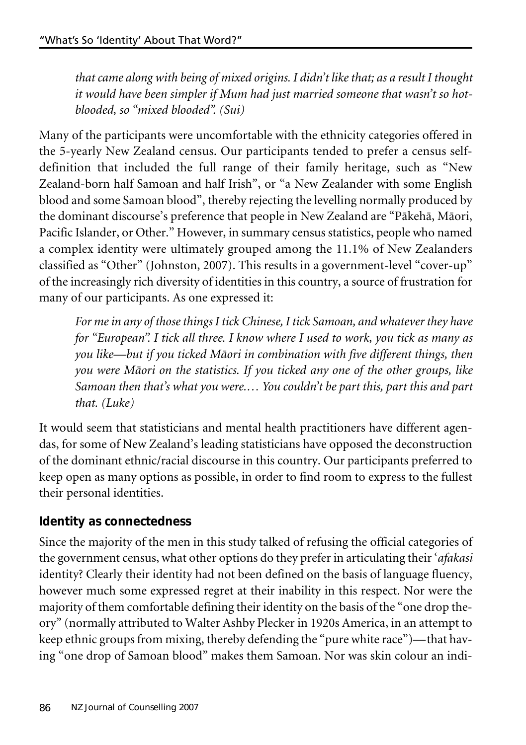*that came along with being of mixed origins. I didn't like that; as a result I thought it would have been simpler if Mum had just married someone that wasn't so hot-blooded, so "mixed blooded". (Sui)*

Many of the participants were uncomfortable with the ethnicity categories offered in the 5-yearly New Zealand census. Our participants tended to prefer a census self-definition that included the full range of their family heritage, such as "New Zealand-born half Samoan and half Irish", or "a New Zealander with some English blood and some Samoan blood", thereby rejecting the levelling normally produced by the dominant discourse's preference that people in New Zealand are "Pākehā, Māori, Pacific Islander, or Other." However, in summary census statistics, people who named a complex identity were ultimately grouped among the 11.1% of New Zealanders classified as "Other" (Johnston, 2007). This results in a government-level "cover-up" of the increasingly rich diversity of identities in this country, a source of frustration for many of our participants. As one expressed it:

*For me in any of those things I tick Chinese, I tick Samoan, and whatever they have for "European". I tick all three. I know where I used to work, you tick as many as you like—but if you ticked Māori in combination with five different things, then you were Māori on the statistics. If you ticked any one of the other groups, like Samoan then that's what you were.… You couldn't be part this, part this and part that. (Luke)*

It would seem that statisticians and mental health practitioners have different agendas, for some of New Zealand's leading statisticians have opposed the deconstruction of the dominant ethnic/racial discourse in this country. Our participants preferred to keep open as many options as possible, in order to find room to express to the fullest their personal identities.

### Identity as connectedness

Since the majority of the men in this study talked of refusing the official categories of the government census, what other options do they prefer in articulating their '*afakasi* identity? Clearly their identity had not been defined on the basis of language fluency, however much some expressed regret at their inability in this respect. Nor were the majority of them comfortable defining their identity on the basis of the "one drop theory" (normally attributed to Walter Ashby Plecker in 1920s America, in an attempt to keep ethnic groups from mixing, thereby defending the "pure white race")—that having "one drop of Samoan blood" makes them Samoan. Nor was skin colour an indi-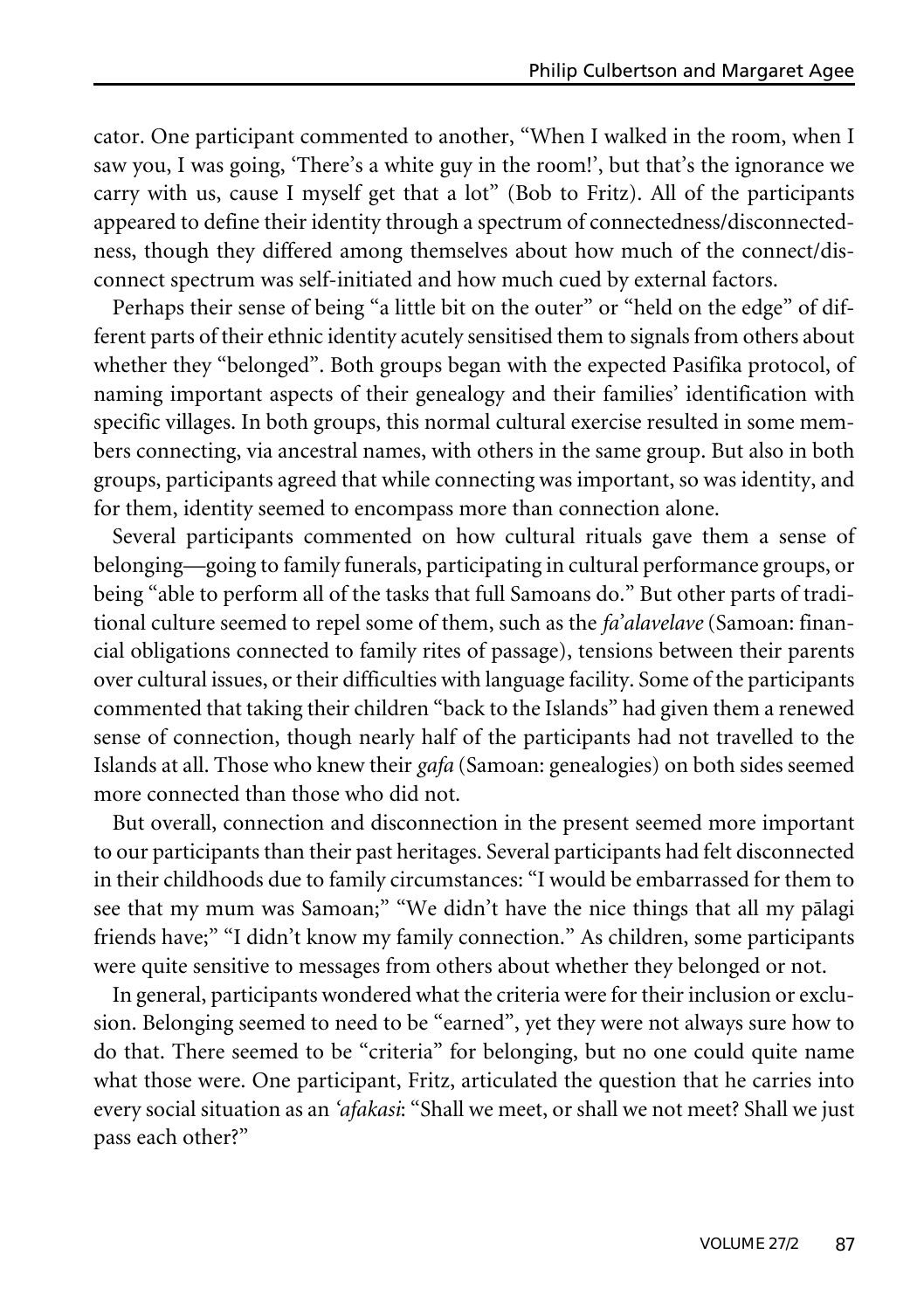cator. One participant commented to another, "When I walked in the room, when I saw you, I was going, 'There's a white guy in the room!', but that's the ignorance we carry with us, cause I myself get that a lot" (Bob to Fritz). All of the participants appeared to define their identity through a spectrum of connectedness/disconnectedness, though they differed among themselves about how much of the connect/disconnect spectrum was self-initiated and how much cued by external factors.

Perhaps their sense of being "a little bit on the outer" or "held on the edge" of different parts of their ethnic identity acutely sensitised them to signals from others about whether they "belonged". Both groups began with the expected Pasifika protocol, of naming important aspects of their genealogy and their families' identification with specific villages. In both groups, this normal cultural exercise resulted in some members connecting, via ancestral names, with others in the same group. But also in both groups, participants agreed that while connecting was important, so was identity, and for them, identity seemed to encompass more than connection alone.

Several participants commented on how cultural rituals gave them a sense of belonging—going to family funerals, participating in cultural performance groups, or being "able to perform all of the tasks that full Samoans do." But other parts of traditional culture seemed to repel some of them, such as the *fa'alavelave* (Samoan: financial obligations connected to family rites of passage), tensions between their parents over cultural issues, or their difficulties with language facility. Some of the participants commented that taking their children "back to the Islands" had given them a renewed sense of connection, though nearly half of the participants had not travelled to the Islands at all. Those who knew their *gafa* (Samoan: genealogies) on both sides seemed more connected than those who did not.

But overall, connection and disconnection in the present seemed more important to our participants than their past heritages. Several participants had felt disconnected in their childhoods due to family circumstances: "I would be embarrassed for them to see that my mum was Samoan;" "We didn't have the nice things that all my pālagi friends have;" "I didn't know my family connection." As children, some participants were quite sensitive to messages from others about whether they belonged or not.

In general, participants wondered what the criteria were for their inclusion or exclusion. Belonging seemed to need to be "earned", yet they were not always sure how to do that. There seemed to be "criteria" for belonging, but no one could quite name what those were. One participant, Fritz, articulated the question that he carries into every social situation as an *'afakasi*: "Shall we meet, or shall we not meet? Shall we just pass each other?"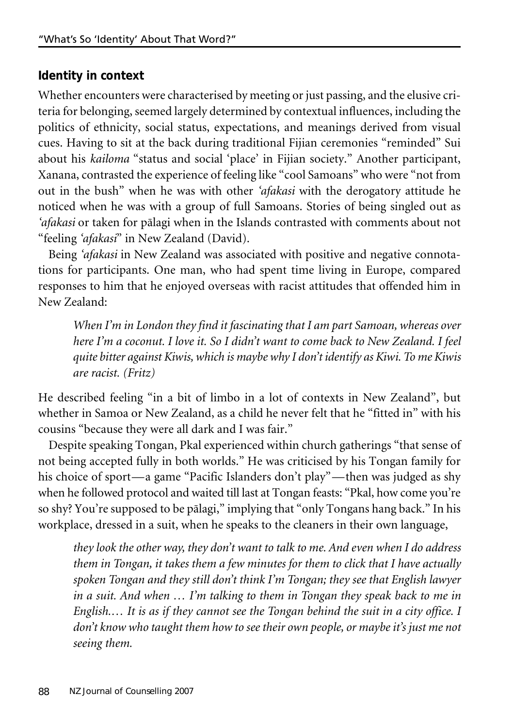## Identity in context

Whether encounters were characterised by meeting or just passing, and the elusive criteria for belonging, seemed largely determined by contextual influences, including the politics of ethnicity, social status, expectations, and meanings derived from visual cues. Having to sit at the back during traditional Fijian ceremonies "reminded" Sui about his *kailoma* "status and social 'place' in Fijian society." Another participant, Xanana, contrasted the experience of feeling like "cool Samoans" who were "not from out in the bush" when he was with other *'afakasi* with the derogatory attitude he noticed when he was with a group of full Samoans. Stories of being singled out as *'afakasi* or taken for pālagi when in the Islands contrasted with comments about not "feeling *'afakasi*" in New Zealand (David).

Being *'afakasi* in New Zealand was associated with positive and negative connotations for participants. One man, who had spent time living in Europe, compared responses to him that he enjoyed overseas with racist attitudes that offended him in New Zealand:

> *When I'm in London they find it fascinating that I am part Samoan, whereas over here I'm a coconut. I love it. So I didn't want to come back to New Zealand. I feel quite bitter against Kiwis, which is maybe why I don't identify as Kiwi. To me Kiwis are racist. (Fritz)*

He described feeling "in a bit of limbo in a lot of contexts in New Zealand", but whether in Samoa or New Zealand, as a child he never felt that he "fitted in" with his cousins "because they were all dark and I was fair."

Despite speaking Tongan, Pkal experienced within church gatherings "that sense of not being accepted fully in both worlds." He was criticised by his Tongan family for his choice of sport—a game "Pacific Islanders don't play"—then was judged as shy when he followed protocol and waited till last at Tongan feasts: "Pkal, how come you're so shy? You're supposed to be pālagi," implying that "only Tongans hang back." In his workplace, dressed in a suit, when he speaks to the cleaners in their own language,

> *they look the other way, they don't want to talk to me. And even when I do address them in Tongan, it takes them a few minutes for them to click that I have actually spoken Tongan and they still don't think I'm Tongan; they see that English lawyer in a suit. And when … I'm talking to them in Tongan they speak back to me in English.… It is as if they cannot see the Tongan behind the suit in a city office. I don't know who taught them how to see their own people, or maybe it's just me not seeing them.*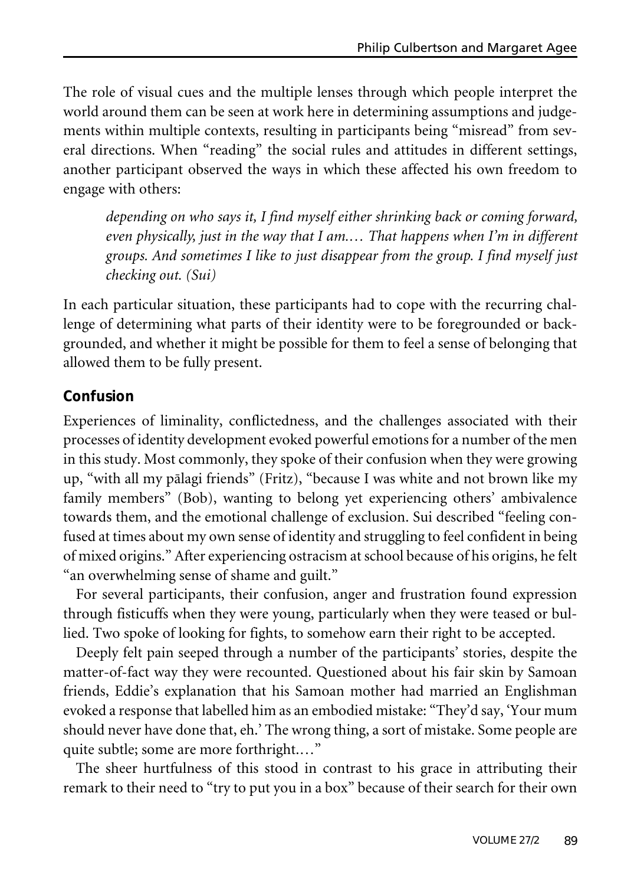The role of visual cues and the multiple lenses through which people interpret the world around them can be seen at work here in determining assumptions and judgements within multiple contexts, resulting in participants being "misread" from several directions. When "reading" the social rules and attitudes in different settings, another participant observed the ways in which these affected his own freedom to engage with others:

> *depending on who says it, I find myself either shrinking back or coming forward, even physically, just in the way that I am.… That happens when I'm in different groups. And sometimes I like to just disappear from the group. I find myself just checking out. (Sui)*

In each particular situation, these participants had to cope with the recurring challenge of determining what parts of their identity were to be foregrounded or backgrounded, and whether it might be possible for them to feel a sense of belonging that allowed them to be fully present.

## Confusion

Experiences of liminality, conflictedness, and the challenges associated with their processes of identity development evoked powerful emotions for a number of the men in this study. Most commonly, they spoke of their confusion when they were growing up, "with all my pālagi friends" (Fritz), "because I was white and not brown like my family members" (Bob), wanting to belong yet experiencing others' ambivalence towards them, and the emotional challenge of exclusion. Sui described "feeling confused at times about my own sense of identity and struggling to feel confident in being of mixed origins." After experiencing ostracism at school because of his origins, he felt "an overwhelming sense of shame and guilt."

For several participants, their confusion, anger and frustration found expression through fisticuffs when they were young, particularly when they were teased or bullied. Two spoke of looking for fights, to somehow earn their right to be accepted.

Deeply felt pain seeped through a number of the participants' stories, despite the matter-of-fact way they were recounted. Questioned about his fair skin by Samoan friends, Eddie's explanation that his Samoan mother had married an Englishman evoked a response that labelled him as an embodied mistake: "They'd say, 'Your mum should never have done that, eh.' The wrong thing, a sort of mistake. Some people are quite subtle; some are more forthright.…"

The sheer hurtfulness of this stood in contrast to his grace in attributing their remark to their need to "try to put you in a box" because of their search for their own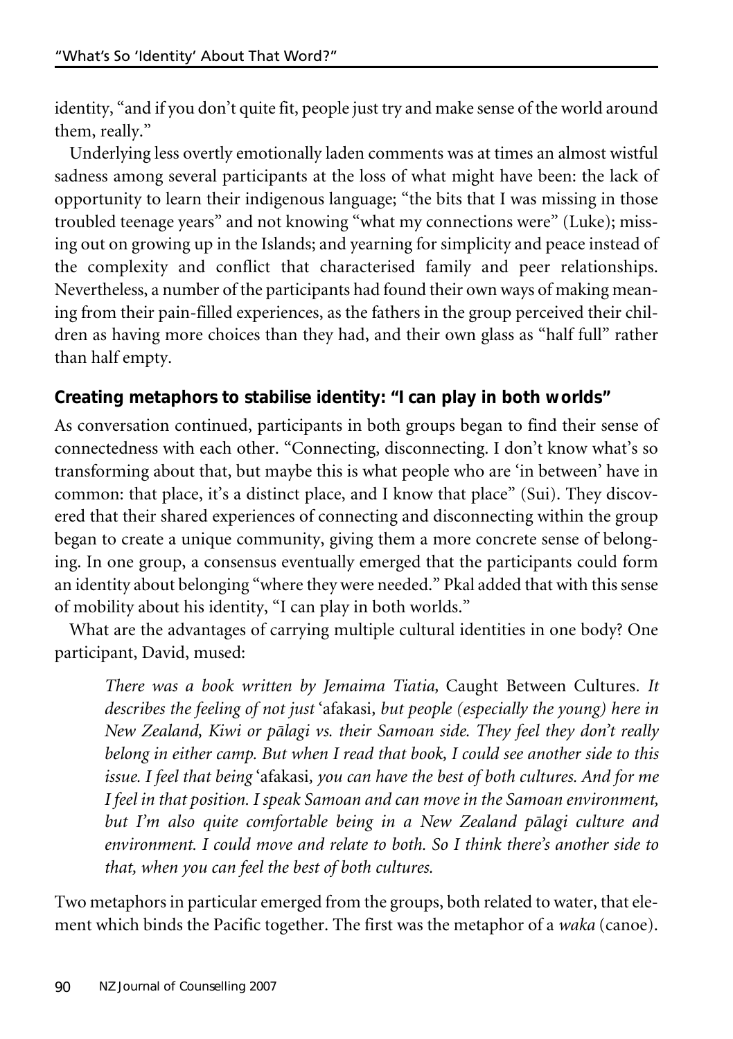identity, "and if you don't quite fit, people just try and make sense of the world around them, really."

Underlying less overtly emotionally laden comments was at times an almost wistful sadness among several participants at the loss of what might have been: the lack of opportunity to learn their indigenous language; "the bits that I was missing in those troubled teenage years" and not knowing "what my connections were" (Luke); missing out on growing up in the Islands; and yearning for simplicity and peace instead of the complexity and conflict that characterised family and peer relationships. Nevertheless, a number of the participants had found their own ways of making meaning from their pain-filled experiences, as the fathers in the group perceived their children as having more choices than they had, and their own glass as "half full" rather than half empty.

### Creating metaphors to stabilise identity: "I can play in both worlds"

As conversation continued, participants in both groups began to find their sense of connectedness with each other. "Connecting, disconnecting. I don't know what's so transforming about that, but maybe this is what people who are 'in between' have in common: that place, it's a distinct place, and I know that place" (Sui). They discovered that their shared experiences of connecting and disconnecting within the group began to create a unique community, giving them a more concrete sense of belonging. In one group, a consensus eventually emerged that the participants could form an identity about belonging "where they were needed." Pkal added that with this sense of mobility about his identity, "I can play in both worlds."

What are the advantages of carrying multiple cultural identities in one body? One participant, David, mused:

> *There was a book written by Jemaima Tiatia,* Caught Between Cultures. *It describes the feeling of not just* 'afakasi, *but people (especially the young) here in New Zealand, Kiwi or pālagi vs. their Samoan side. They feel they don't really belong in either camp. But when I read that book, I could see another side to this issue. I feel that being* 'afakasi, *you can have the best of both cultures. And for me I feel in that position. I speak Samoan and can move in the Samoan environment, but I'm also quite comfortable being in a New Zealand pālagi culture and environment. I could move and relate to both. So I think there's another side to that, when you can feel the best of both cultures.*

Two metaphors in particular emerged from the groups, both related to water, that element which binds the Pacific together. The first was the metaphor of a *waka* (canoe).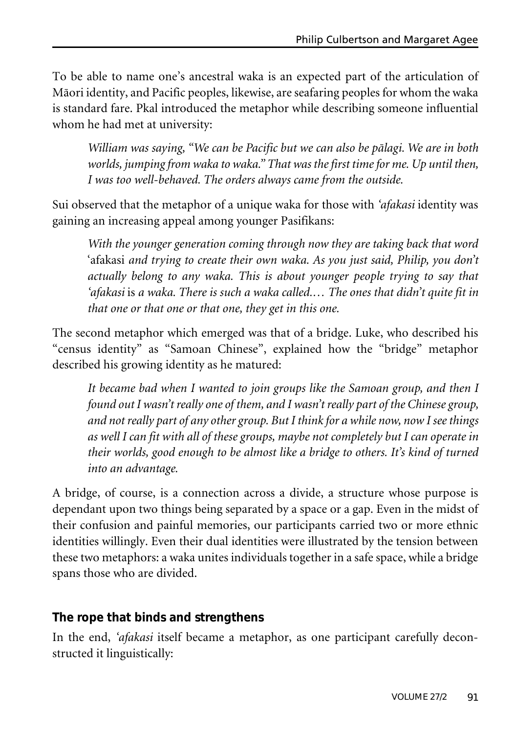To be able to name one's ancestral waka is an expected part of the articulation of Māori identity, and Pacific peoples, likewise, are seafaring peoples for whom the waka is standard fare. Pkal introduced the metaphor while describing someone influential whom he had met at university:

> *William was saying, "We can be Pacific but we can also be pālagi. We are in both worlds, jumping from waka to waka." That was the first time for me. Up until then, I was too well-behaved. The orders always came from the outside.*

Sui observed that the metaphor of a unique waka for those with *'afakasi* identity was gaining an increasing appeal among younger Pasifikans:

> *With the younger generation coming through now they are taking back that word* 'afakasi *and trying to create their own waka. As you just said, Philip, you don't actually belong to any waka. This is about younger people trying to say that 'afakasi* is *a waka. There is such a waka called.… The ones that didn't quite fit in that one or that one or that one, they get in this one.*

The second metaphor which emerged was that of a bridge. Luke, who described his "census identity" as "Samoan Chinese", explained how the "bridge" metaphor described his growing identity as he matured:

> *It became bad when I wanted to join groups like the Samoan group, and then I found out I wasn't really one of them, and I wasn't really part of the Chinese group, and not really part of any other group. But I think for a while now, now I see things as well I can fit with all of these groups, maybe not completely but I can operate in their worlds, good enough to be almost like a bridge to others. It's kind of turned into an advantage.*

A bridge, of course, is a connection across a divide, a structure whose purpose is dependant upon two things being separated by a space or a gap. Even in the midst of their confusion and painful memories, our participants carried two or more ethnic identities willingly. Even their dual identities were illustrated by the tension between these two metaphors: a waka unites individuals together in a safe space, while a bridge spans those who are divided.

### The rope that binds and strengthens

In the end, *'afakasi* itself became a metaphor, as one participant carefully deconstructed it linguistically: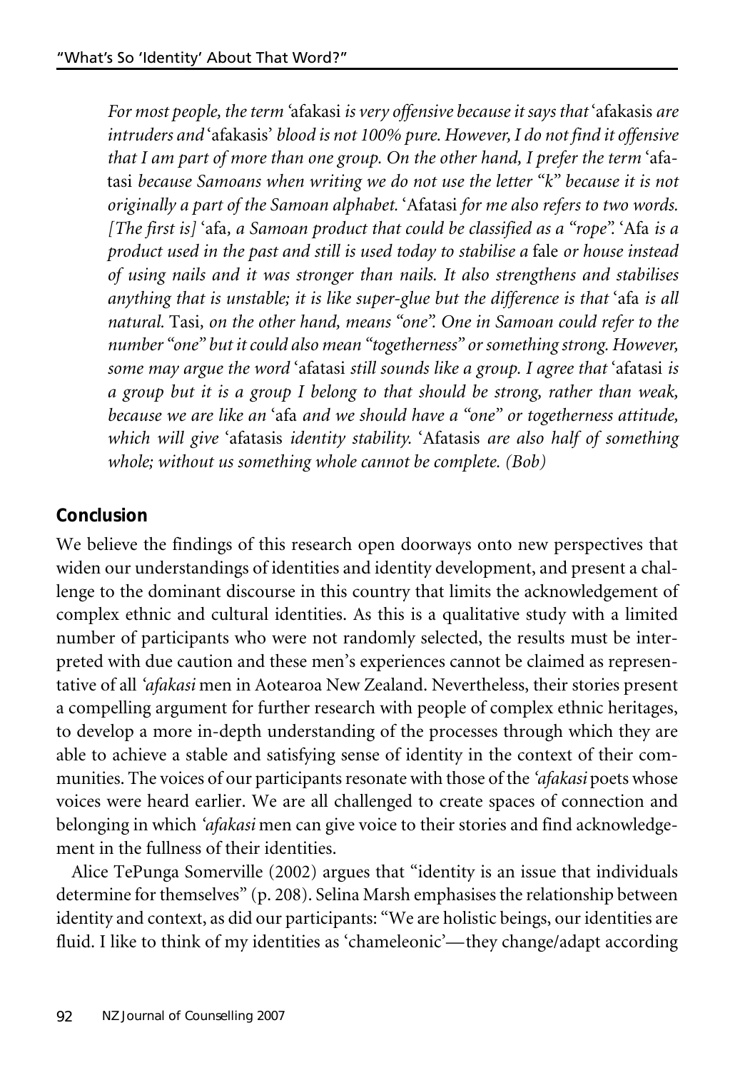*For most people, the term* ʻafakasi *is very offensive because it says that* ʻafakasis *are intruders and* ʻafakasis' *blood is not 100% pure. However, I do not find it offensive that I am part of more than one group. On the other hand, I prefer the term* ʻafatasi *because Samoans when writing we do not use the letter "k" because it is not originally a part of the Samoan alphabet.* ʻAfatasi *for me also refers to two words. [The first is]* ʻafa*, a Samoan product that could be classified as a "rope".* ʻAfa *is a product used in the past and still is used today to stabilise a* fale *or house instead of using nails and it was stronger than nails. It also strengthens and stabilises anything that is unstable; it is like super-glue but the difference is that* ʻafa *is all natural.* Tasi*, on the other hand, means "one". One in Samoan could refer to the number "one" but it could also mean "togetherness" or something strong. However, some may argue the word* ʻafatasi *still sounds like a group. I agree that* ʻafatasi *is a group but it is a group I belong to that should be strong, rather than weak, because we are like an* ʻafa *and we should have a "one" or togetherness attitude, which will give* ʻafatasis *identity stability.* ʻAfatasis *are also half of something whole; without us something whole cannot be complete. (Bob)*

## Conclusion

We believe the findings of this research open doorways onto new perspectives that widen our understandings of identities and identity development, and present a challenge to the dominant discourse in this country that limits the acknowledgement of complex ethnic and cultural identities. As this is a qualitative study with a limited number of participants who were not randomly selected, the results must be interpreted with due caution and these men's experiences cannot be claimed as representative of all *ʻafakasi* men in Aotearoa New Zealand. Nevertheless, their stories present a compelling argument for further research with people of complex ethnic heritages, to develop a more in-depth understanding of the processes through which they are able to achieve a stable and satisfying sense of identity in the context of their communities. The voices of our participants resonate with those of the *ʻafakasi* poets whose voices were heard earlier. We are all challenged to create spaces of connection and belonging in which *ʻafakasi* men can give voice to their stories and find acknowledgement in the fullness of their identities.

Alice TePunga Somerville (2002) argues that "identity is an issue that individuals determine for themselves" (p. 208). Selina Marsh emphasises the relationship between identity and context, as did our participants: "We are holistic beings, our identities are fluid. I like to think of my identities as 'chameleonic'—they change/adapt according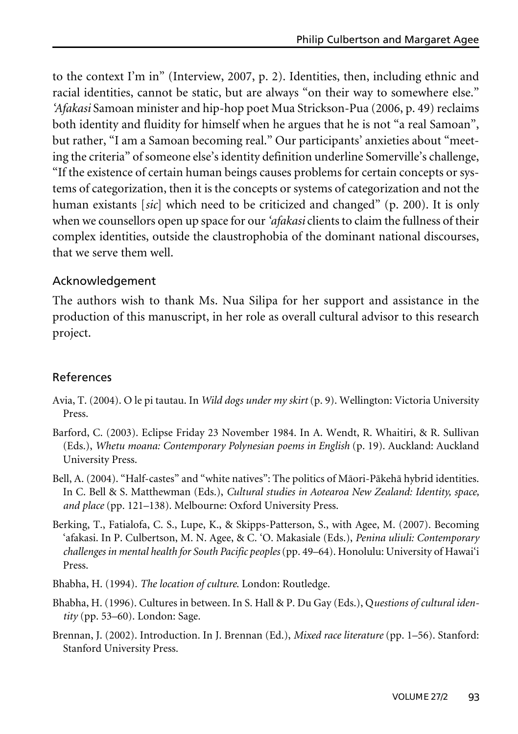to the context I'm in" (Interview, 2007, p. 2). Identities, then, including ethnic and racial identities, cannot be static, but are always "on their way to somewhere else." *'Afakasi* Samoan minister and hip-hop poet Mua Strickson-Pua (2006, p. 49) reclaims both identity and fluidity for himself when he argues that he is not "a real Samoan", but rather, "I am a Samoan becoming real." Our participants' anxieties about "meeting the criteria" of someone else's identity definition underline Somerville's challenge, "If the existence of certain human beings causes problems for certain concepts or systems of categorization, then it is the concepts or systems of categorization and not the human existants [*sic*] which need to be criticized and changed" (p. 200). It is only when we counsellors open up space for our *'afakasi* clients to claim the fullness of their complex identities, outside the claustrophobia of the dominant national discourses, that we serve them well.

## Acknowledgement

The authors wish to thank Ms. Nua Silipa for her support and assistance in the production of this manuscript, in her role as overall cultural advisor to this research project.

## References

Avia, T. (2004). O le pi tautau. In *Wild dogs under my skirt* (p. 9). Wellington: Victoria University Press.

Barford, C. (2003). Eclipse Friday 23 November 1984. In A. Wendt, R. Whaitiri, & R. Sullivan (Eds.), *Whetu moana: Contemporary Polynesian poems in English* (p. 19). Auckland: Auckland University Press.

Bell, A. (2004). "Half-castes" and "white natives": The politics of Māori-Pākehā hybrid identities. In C. Bell & S. Matthewman (Eds.), *Cultural studies in Aotearoa New Zealand: Identity, space, and place* (pp. 121–138). Melbourne: Oxford University Press.

Berking, T., Fatialofa, C. S., Lupe, K., & Skipps-Patterson, S., with Agee, M. (2007). Becoming 'afakasi. In P. Culbertson, M. N. Agee, & C. 'O. Makasiale (Eds.), *Penina uliuli: Contemporary challenges in mental health for South Pacific peoples* (pp. 49–64). Honolulu: University of Hawai'i Press.

Bhabha, H. (1994). *The location of culture*. London: Routledge.

Bhabha, H. (1996). Cultures in between. In S. Hall & P. Du Gay (Eds.), *Questions of cultural identity* (pp. 53–60). London: Sage.

Brennan, J. (2002). Introduction. In J. Brennan (Ed.), *Mixed race literature* (pp. 1–56). Stanford: Stanford University Press.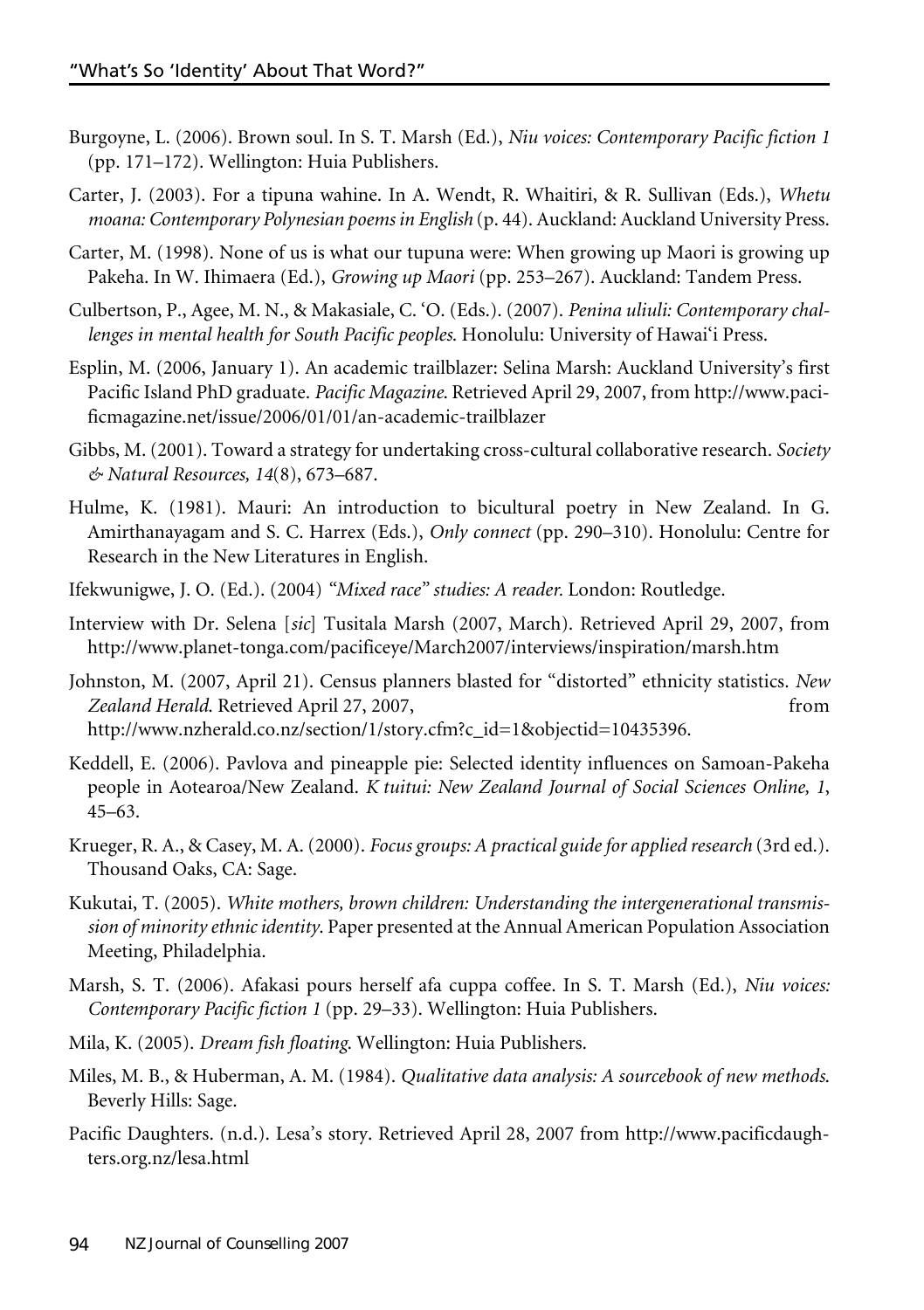Burgoyne, L. (2006). Brown soul. In S. T. Marsh (Ed.), *Niu voices: Contemporary Pacific fiction 1* (pp. 171–172). Wellington: Huia Publishers.

Carter, J. (2003). For a tipuna wahine. In A. Wendt, R. Whaitiri, & R. Sullivan (Eds.), *Whetu moana: Contemporary Polynesian poems in English* (p. 44). Auckland: Auckland University Press.

Carter, M. (1998). None of us is what our tupuna were: When growing up Maori is growing up Pakeha. In W. Ihimaera (Ed.), *Growing up Maori* (pp. 253–267). Auckland: Tandem Press.

Culbertson, P., Agee, M. N., & Makasiale, C. 'O. (Eds.). (2007). *Penina uliuli: Contemporary challenges in mental health for South Pacific peoples.* Honolulu: University of Hawai'i Press.

Esplin, M. (2006, January 1). An academic trailblazer: Selina Marsh: Auckland University's first Pacific Island PhD graduate. *Pacific Magazine*. Retrieved April 29, 2007, from http://www.pacificmagazine.net/issue/2006/01/01/an-academic-trailblazer

Gibbs, M. (2001). Toward a strategy for undertaking cross-cultural collaborative research. *Society & Natural Resources, 14*(8), 673–687.

Hulme, K. (1981). Mauri: An introduction to bicultural poetry in New Zealand. In G. Amirthanayagam and S. C. Harrex (Eds.), *Only connect* (pp. 290–310). Honolulu: Centre for Research in the New Literatures in English.

Ifekwunigwe, J. O. (Ed.). (2004) *"Mixed race" studies: A reader.* London: Routledge.

Interview with Dr. Selena [*sic*] Tusitala Marsh (2007, March). Retrieved April 29, 2007, from http://www.planet-tonga.com/pacificeye/March2007/interviews/inspiration/marsh.htm

Johnston, M. (2007, April 21). Census planners blasted for "distorted" ethnicity statistics. *New Zealand Herald*. Retrieved April 27, 2007, from http://www.nzherald.co.nz/section/1/story.cfm?c_id=1&objectid=10435396.

Keddell, E. (2006). Pavlova and pineapple pie: Selected identity influences on Samoan-Pakeha people in Aotearoa/New Zealand. *K tuitui: New Zealand Journal of Social Sciences Online, 1*, 45–63.

Krueger, R. A., & Casey, M. A. (2000). *Focus groups: A practical guide for applied research* (3rd ed.). Thousand Oaks, CA: Sage.

Kukutai, T. (2005). *White mothers, brown children: Understanding the intergenerational transmission of minority ethnic identity*. Paper presented at the Annual American Population Association Meeting, Philadelphia.

Marsh, S. T. (2006). Afakasi pours herself afa cuppa coffee. In S. T. Marsh (Ed.), *Niu voices: Contemporary Pacific fiction 1* (pp. 29–33). Wellington: Huia Publishers.

Mila, K. (2005). *Dream fish floating*. Wellington: Huia Publishers.

Miles, M. B., & Huberman, A. M. (1984). *Qualitative data analysis: A sourcebook of new methods.* Beverly Hills: Sage.

Pacific Daughters. (n.d.). Lesa's story. Retrieved April 28, 2007 from http://www.pacificdaughters.org.nz/lesa.html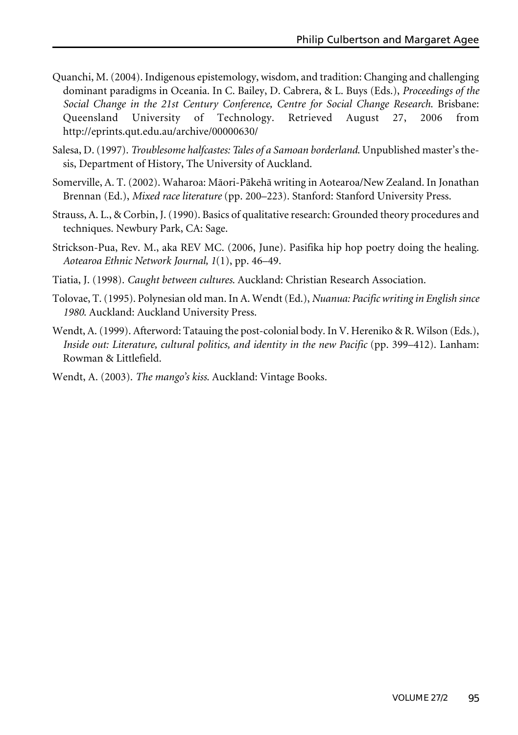Quanchi, M. (2004). Indigenous epistemology, wisdom, and tradition: Changing and challenging dominant paradigms in Oceania. In C. Bailey, D. Cabrera, & L. Buys (Eds.), *Proceedings of the Social Change in the 21st Century Conference, Centre for Social Change Research.* Brisbane: Queensland University of Technology. Retrieved August 27, 2006 from http://eprints.qut.edu.au/archive/00000630/

Salesa, D. (1997). *Troublesome halfcastes: Tales of a Samoan borderland.* Unpublished master's thesis, Department of History, The University of Auckland.

Somerville, A. T. (2002). Waharoa: Māori-Pākehā writing in Aotearoa/New Zealand. In Jonathan Brennan (Ed.), *Mixed race literature* (pp. 200–223). Stanford: Stanford University Press.

Strauss, A. L., & Corbin, J. (1990). Basics of qualitative research: Grounded theory procedures and techniques. Newbury Park, CA: Sage.

Strickson-Pua, Rev. M., aka REV MC. (2006, June). Pasifika hip hop poetry doing the healing. *Aotearoa Ethnic Network Journal, 1*(1), pp. 46–49.

Tiatia, J. (1998). *Caught between cultures.* Auckland: Christian Research Association.

Tolovae, T. (1995). Polynesian old man. In A. Wendt (Ed.), *Nuanua: Pacific writing in English since 1980.* Auckland: Auckland University Press.

Wendt, A. (1999). Afterword: Tatauing the post-colonial body. In V. Hereniko & R. Wilson (Eds.), *Inside out: Literature, cultural politics, and identity in the new Pacific* (pp. 399–412). Lanham: Rowman & Littlefield.

Wendt, A. (2003). *The mango's kiss.* Auckland: Vintage Books.